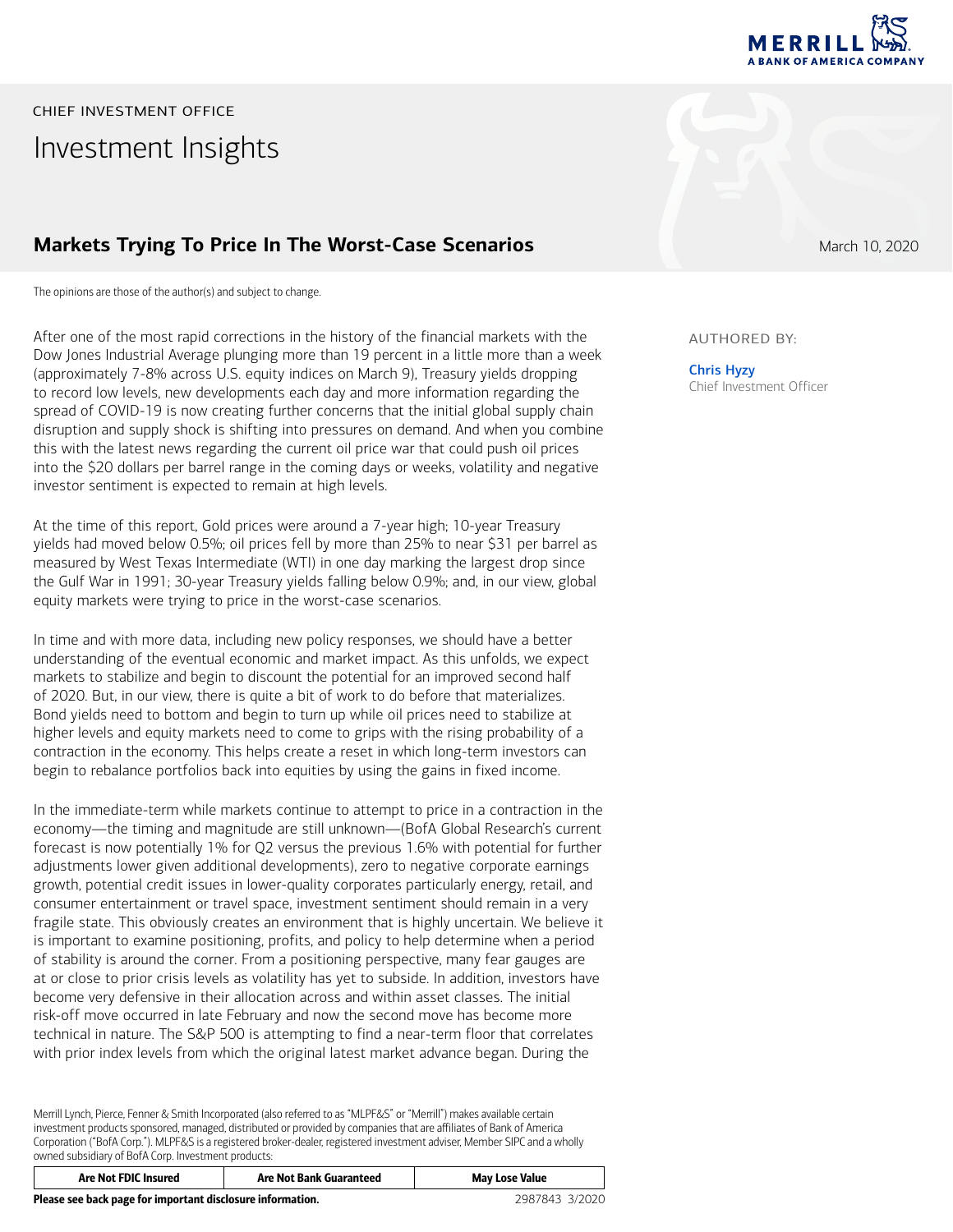CHIEF INVESTMENT OFFICE

# Investment Insights

## Markets Trying To Price In The Worst-Case Scenarios

March 10, 2020

The opinions are those of the author(s) and subject to change.

AUTHORED BY:

**Chris Hyzy**
Chief Investment Officer

After one of the most rapid corrections in the history of the financial markets with the Dow Jones Industrial Average plunging more than 19 percent in a little more than a week (approximately 7-8% across U.S. equity indices on March 9), Treasury yields dropping to record low levels, new developments each day and more information regarding the spread of COVID-19 is now creating further concerns that the initial global supply chain disruption and supply shock is shifting into pressures on demand. And when you combine this with the latest news regarding the current oil price war that could push oil prices into the $20 dollars per barrel range in the coming days or weeks, volatility and negative investor sentiment is expected to remain at high levels.

At the time of this report, Gold prices were around a 7-year high; 10-year Treasury yields had moved below 0.5%; oil prices fell by more than 25% to near $31 per barrel as measured by West Texas Intermediate (WTI) in one day marking the largest drop since the Gulf War in 1991; 30-year Treasury yields falling below 0.9%; and, in our view, global equity markets were trying to price in the worst-case scenarios.

In time and with more data, including new policy responses, we should have a better understanding of the eventual economic and market impact. As this unfolds, we expect markets to stabilize and begin to discount the potential for an improved second half of 2020. But, in our view, there is quite a bit of work to do before that materializes. Bond yields need to bottom and begin to turn up while oil prices need to stabilize at higher levels and equity markets need to come to grips with the rising probability of a contraction in the economy. This helps create a reset in which long-term investors can begin to rebalance portfolios back into equities by using the gains in fixed income.

In the immediate-term while markets continue to attempt to price in a contraction in the economy—the timing and magnitude are still unknown—(BofA Global Research's current forecast is now potentially 1% for Q2 versus the previous 1.6% with potential for further adjustments lower given additional developments), zero to negative corporate earnings growth, potential credit issues in lower-quality corporates particularly energy, retail, and consumer entertainment or travel space, investment sentiment should remain in a very fragile state. This obviously creates an environment that is highly uncertain. We believe it is important to examine positioning, profits, and policy to help determine when a period of stability is around the corner. From a positioning perspective, many fear gauges are at or close to prior crisis levels as volatility has yet to subside. In addition, investors have become very defensive in their allocation across and within asset classes. The initial risk-off move occurred in late February and now the second move has become more technical in nature. The S&P 500 is attempting to find a near-term floor that correlates with prior index levels from which the original latest market advance began. During the

Merrill Lynch, Pierce, Fenner & Smith Incorporated (also referred to as "MLPF&S" or "Merrill") makes available certain investment products sponsored, managed, distributed or provided by companies that are affiliates of Bank of America Corporation ("BofA Corp."). MLPF&S is a registered broker-dealer, registered investment adviser, Member SIPC and a wholly owned subsidiary of BofA Corp. Investment products:

| Are Not FDIC Insured | Are Not Bank Guaranteed | May Lose Value |
| --- | --- | --- |

**Please see back page for important disclosure information.**

2987843 3/2020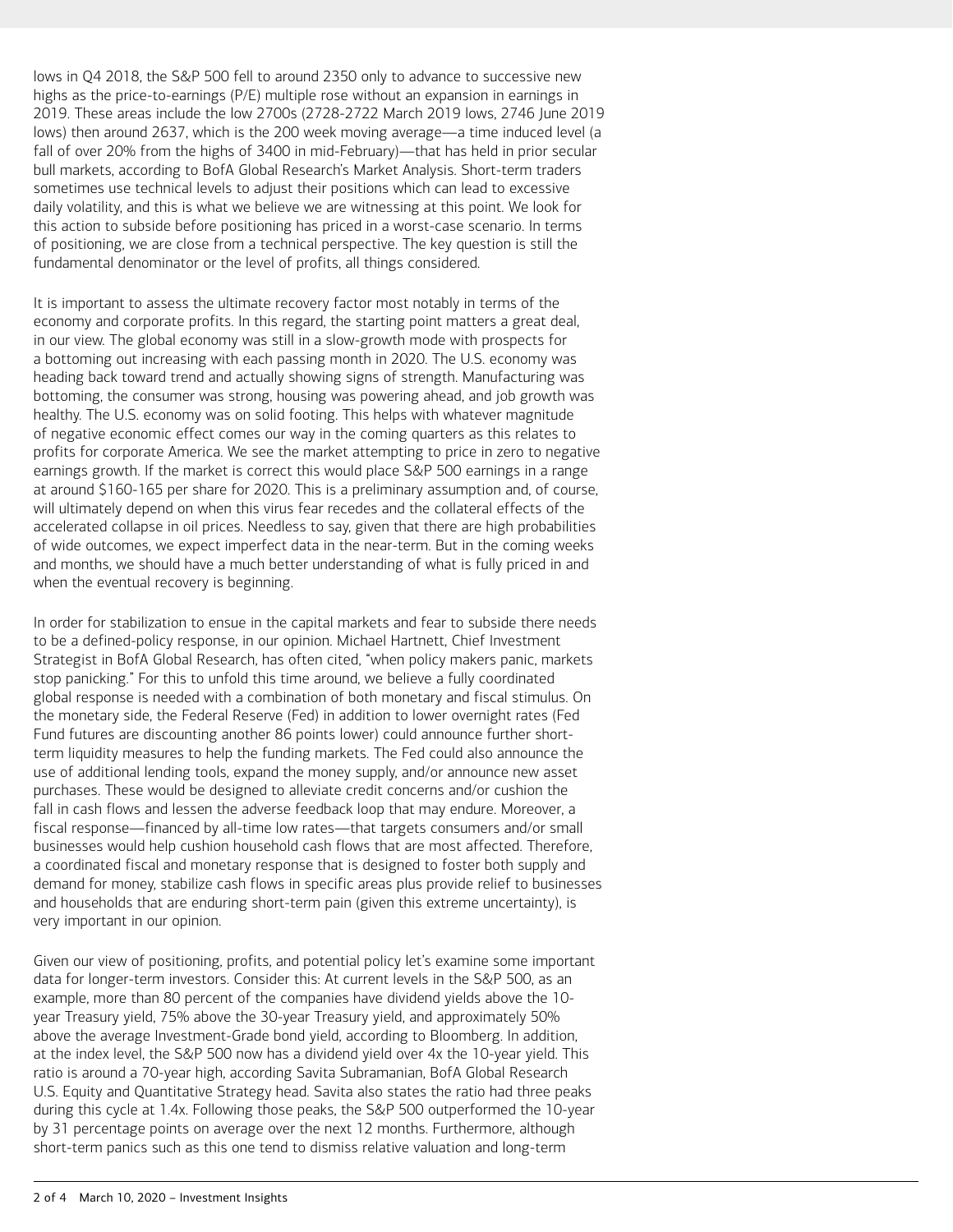lows in Q4 2018, the S&P 500 fell to around 2350 only to advance to successive new highs as the price-to-earnings (P/E) multiple rose without an expansion in earnings in 2019. These areas include the low 2700s (2728-2722 March 2019 lows, 2746 June 2019 lows) then around 2637, which is the 200 week moving average—a time induced level (a fall of over 20% from the highs of 3400 in mid-February)—that has held in prior secular bull markets, according to BofA Global Research's Market Analysis. Short-term traders sometimes use technical levels to adjust their positions which can lead to excessive daily volatility, and this is what we believe we are witnessing at this point. We look for this action to subside before positioning has priced in a worst-case scenario. In terms of positioning, we are close from a technical perspective. The key question is still the fundamental denominator or the level of profits, all things considered.

It is important to assess the ultimate recovery factor most notably in terms of the economy and corporate profits. In this regard, the starting point matters a great deal, in our view. The global economy was still in a slow-growth mode with prospects for a bottoming out increasing with each passing month in 2020. The U.S. economy was heading back toward trend and actually showing signs of strength. Manufacturing was bottoming, the consumer was strong, housing was powering ahead, and job growth was healthy. The U.S. economy was on solid footing. This helps with whatever magnitude of negative economic effect comes our way in the coming quarters as this relates to profits for corporate America. We see the market attempting to price in zero to negative earnings growth. If the market is correct this would place S&P 500 earnings in a range at around $160-165 per share for 2020. This is a preliminary assumption and, of course, will ultimately depend on when this virus fear recedes and the collateral effects of the accelerated collapse in oil prices. Needless to say, given that there are high probabilities of wide outcomes, we expect imperfect data in the near-term. But in the coming weeks and months, we should have a much better understanding of what is fully priced in and when the eventual recovery is beginning.

In order for stabilization to ensue in the capital markets and fear to subside there needs to be a defined-policy response, in our opinion. Michael Hartnett, Chief Investment Strategist in BofA Global Research, has often cited, "when policy makers panic, markets stop panicking." For this to unfold this time around, we believe a fully coordinated global response is needed with a combination of both monetary and fiscal stimulus. On the monetary side, the Federal Reserve (Fed) in addition to lower overnight rates (Fed Fund futures are discounting another 86 points lower) could announce further short-term liquidity measures to help the funding markets. The Fed could also announce the use of additional lending tools, expand the money supply, and/or announce new asset purchases. These would be designed to alleviate credit concerns and/or cushion the fall in cash flows and lessen the adverse feedback loop that may endure. Moreover, a fiscal response—financed by all-time low rates—that targets consumers and/or small businesses would help cushion household cash flows that are most affected. Therefore, a coordinated fiscal and monetary response that is designed to foster both supply and demand for money, stabilize cash flows in specific areas plus provide relief to businesses and households that are enduring short-term pain (given this extreme uncertainty), is very important in our opinion.

Given our view of positioning, profits, and potential policy let's examine some important data for longer-term investors. Consider this: At current levels in the S&P 500, as an example, more than 80 percent of the companies have dividend yields above the 10-year Treasury yield, 75% above the 30-year Treasury yield, and approximately 50% above the average Investment-Grade bond yield, according to Bloomberg. In addition, at the index level, the S&P 500 now has a dividend yield over 4x the 10-year yield. This ratio is around a 70-year high, according Savita Subramanian, BofA Global Research U.S. Equity and Quantitative Strategy head. Savita also states the ratio had three peaks during this cycle at 1.4x. Following those peaks, the S&P 500 outperformed the 10-year by 31 percentage points on average over the next 12 months. Furthermore, although short-term panics such as this one tend to dismiss relative valuation and long-term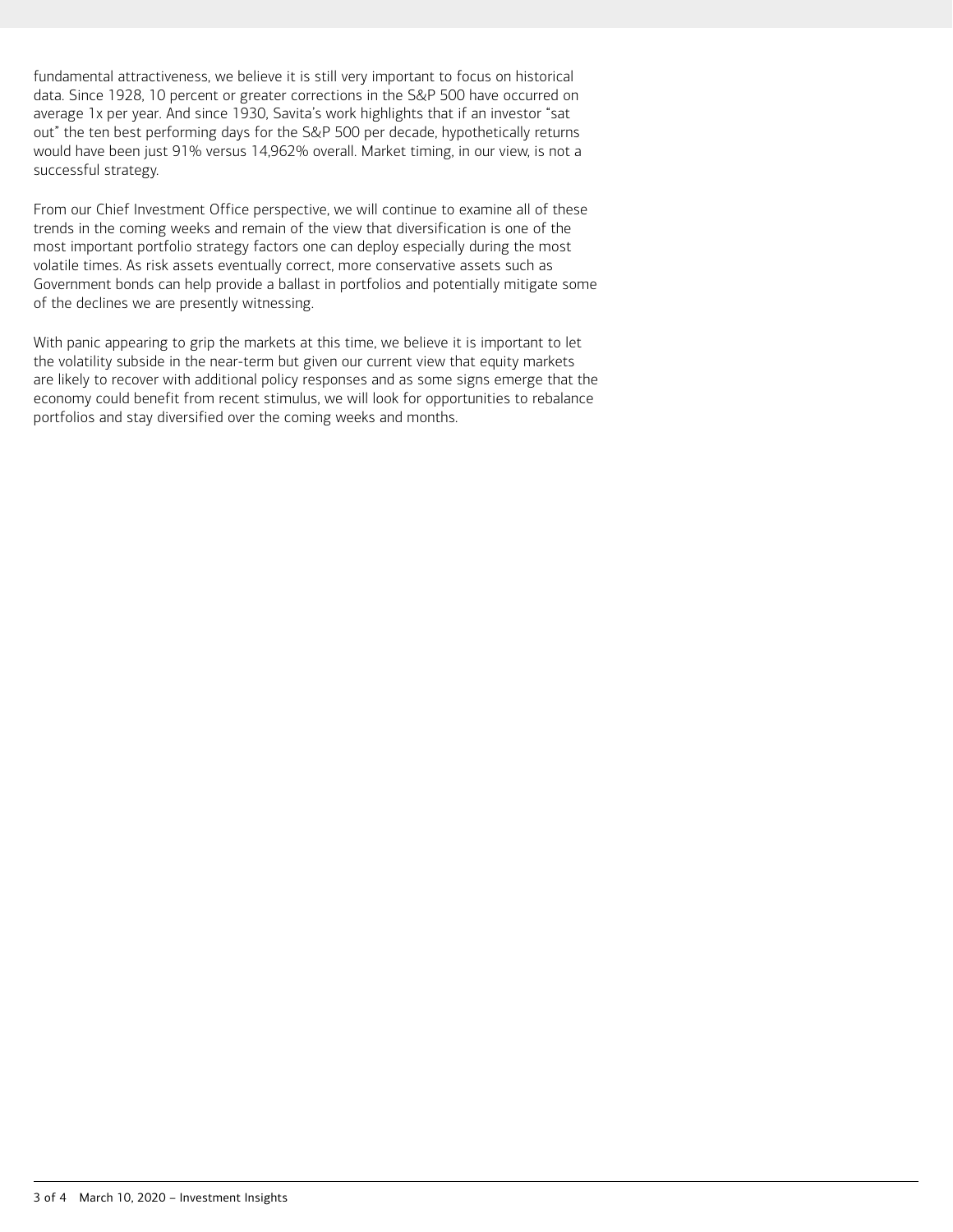fundamental attractiveness, we believe it is still very important to focus on historical data. Since 1928, 10 percent or greater corrections in the S&P 500 have occurred on average 1x per year. And since 1930, Savita's work highlights that if an investor "sat out" the ten best performing days for the S&P 500 per decade, hypothetically returns would have been just 91% versus 14,962% overall. Market timing, in our view, is not a successful strategy.

From our Chief Investment Office perspective, we will continue to examine all of these trends in the coming weeks and remain of the view that diversification is one of the most important portfolio strategy factors one can deploy especially during the most volatile times. As risk assets eventually correct, more conservative assets such as Government bonds can help provide a ballast in portfolios and potentially mitigate some of the declines we are presently witnessing.

With panic appearing to grip the markets at this time, we believe it is important to let the volatility subside in the near-term but given our current view that equity markets are likely to recover with additional policy responses and as some signs emerge that the economy could benefit from recent stimulus, we will look for opportunities to rebalance portfolios and stay diversified over the coming weeks and months.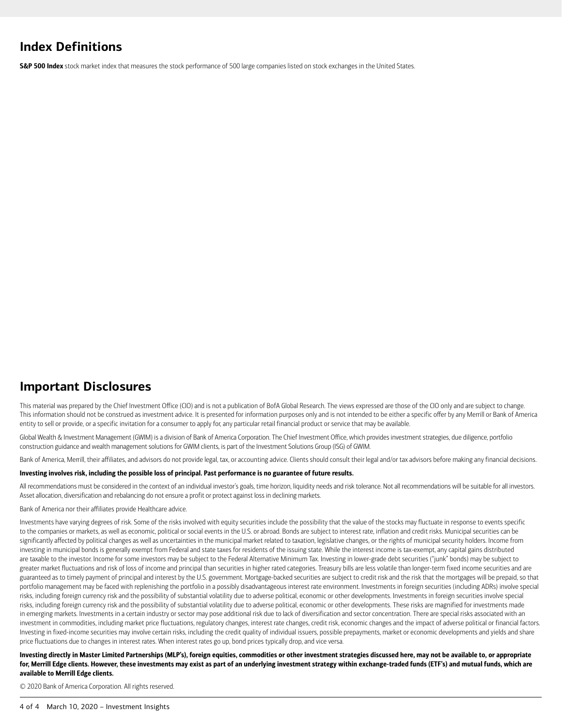## Index Definitions

**S&P 500 Index** stock market index that measures the stock performance of 500 large companies listed on stock exchanges in the United States.

## Important Disclosures

This material was prepared by the Chief Investment Office (CIO) and is not a publication of BofA Global Research. The views expressed are those of the CIO only and are subject to change. This information should not be construed as investment advice. It is presented for information purposes only and is not intended to be either a specific offer by any Merrill or Bank of America entity to sell or provide, or a specific invitation for a consumer to apply for, any particular retail financial product or service that may be available.

Global Wealth & Investment Management (GWIM) is a division of Bank of America Corporation. The Chief Investment Office, which provides investment strategies, due diligence, portfolio construction guidance and wealth management solutions for GWIM clients, is part of the Investment Solutions Group (ISG) of GWIM.

Bank of America, Merrill, their affiliates, and advisors do not provide legal, tax, or accounting advice. Clients should consult their legal and/or tax advisors before making any financial decisions.

**Investing involves risk, including the possible loss of principal. Past performance is no guarantee of future results.**

All recommendations must be considered in the context of an individual investor's goals, time horizon, liquidity needs and risk tolerance. Not all recommendations will be suitable for all investors. Asset allocation, diversification and rebalancing do not ensure a profit or protect against loss in declining markets.

Bank of America nor their affiliates provide Healthcare advice.

Investments have varying degrees of risk. Some of the risks involved with equity securities include the possibility that the value of the stocks may fluctuate in response to events specific to the companies or markets, as well as economic, political or social events in the U.S. or abroad. Bonds are subject to interest rate, inflation and credit risks. Municipal securities can be significantly affected by political changes as well as uncertainties in the municipal market related to taxation, legislative changes, or the rights of municipal security holders. Income from investing in municipal bonds is generally exempt from Federal and state taxes for residents of the issuing state. While the interest income is tax-exempt, any capital gains distributed are taxable to the investor. Income for some investors may be subject to the Federal Alternative Minimum Tax. Investing in lower-grade debt securities ("junk" bonds) may be subject to greater market fluctuations and risk of loss of income and principal than securities in higher rated categories. Treasury bills are less volatile than longer-term fixed income securities and are guaranteed as to timely payment of principal and interest by the U.S. government. Mortgage-backed securities are subject to credit risk and the risk that the mortgages will be prepaid, so that portfolio management may be faced with replenishing the portfolio in a possibly disadvantageous interest rate environment. Investments in foreign securities (including ADRs) involve special risks, including foreign currency risk and the possibility of substantial volatility due to adverse political, economic or other developments. Investments in foreign securities involve special risks, including foreign currency risk and the possibility of substantial volatility due to adverse political, economic or other developments. These risks are magnified for investments made in emerging markets. Investments in a certain industry or sector may pose additional risk due to lack of diversification and sector concentration. There are special risks associated with an investment in commodities, including market price fluctuations, regulatory changes, interest rate changes, credit risk, economic changes and the impact of adverse political or financial factors. Investing in fixed-income securities may involve certain risks, including the credit quality of individual issuers, possible prepayments, market or economic developments and yields and share price fluctuations due to changes in interest rates. When interest rates go up, bond prices typically drop, and vice versa.

**Investing directly in Master Limited Partnerships (MLP's), foreign equities, commodities or other investment strategies discussed here, may not be available to, or appropriate for, Merrill Edge clients. However, these investments may exist as part of an underlying investment strategy within exchange-traded funds (ETF's) and mutual funds, which are available to Merrill Edge clients.**

© 2020 Bank of America Corporation. All rights reserved.